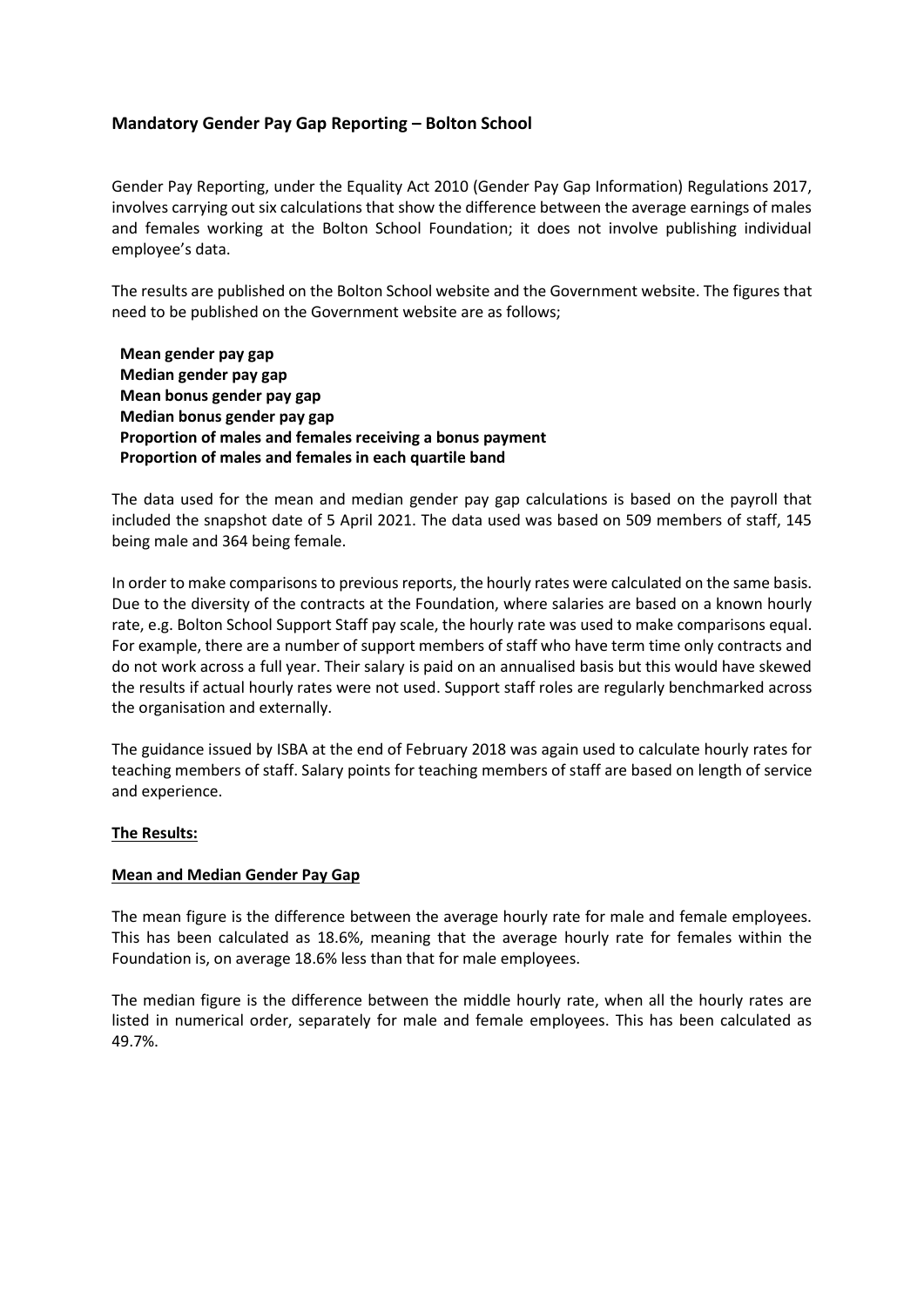## Mandatory Gender Pay Gap Reporting – Bolton School

Gender Pay Reporting, under the Equality Act 2010 (Gender Pay Gap Information) Regulations 2017, involves carrying out six calculations that show the difference between the average earnings of males and females working at the Bolton School Foundation; it does not involve publishing individual employee's data.

The results are published on the Bolton School website and the Government website. The figures that need to be published on the Government website are as follows;

**Mean gender pay gap**
**Median gender pay gap**
**Mean bonus gender pay gap**
**Median bonus gender pay gap**
**Proportion of males and females receiving a bonus payment**
**Proportion of males and females in each quartile band**

The data used for the mean and median gender pay gap calculations is based on the payroll that included the snapshot date of 5 April 2021. The data used was based on 509 members of staff, 145 being male and 364 being female.

In order to make comparisons to previous reports, the hourly rates were calculated on the same basis. Due to the diversity of the contracts at the Foundation, where salaries are based on a known hourly rate, e.g. Bolton School Support Staff pay scale, the hourly rate was used to make comparisons equal. For example, there are a number of support members of staff who have term time only contracts and do not work across a full year. Their salary is paid on an annualised basis but this would have skewed the results if actual hourly rates were not used. Support staff roles are regularly benchmarked across the organisation and externally.

The guidance issued by ISBA at the end of February 2018 was again used to calculate hourly rates for teaching members of staff. Salary points for teaching members of staff are based on length of service and experience.

**The Results:**

**Mean and Median Gender Pay Gap**

The mean figure is the difference between the average hourly rate for male and female employees. This has been calculated as 18.6%, meaning that the average hourly rate for females within the Foundation is, on average 18.6% less than that for male employees.

The median figure is the difference between the middle hourly rate, when all the hourly rates are listed in numerical order, separately for male and female employees. This has been calculated as 49.7%.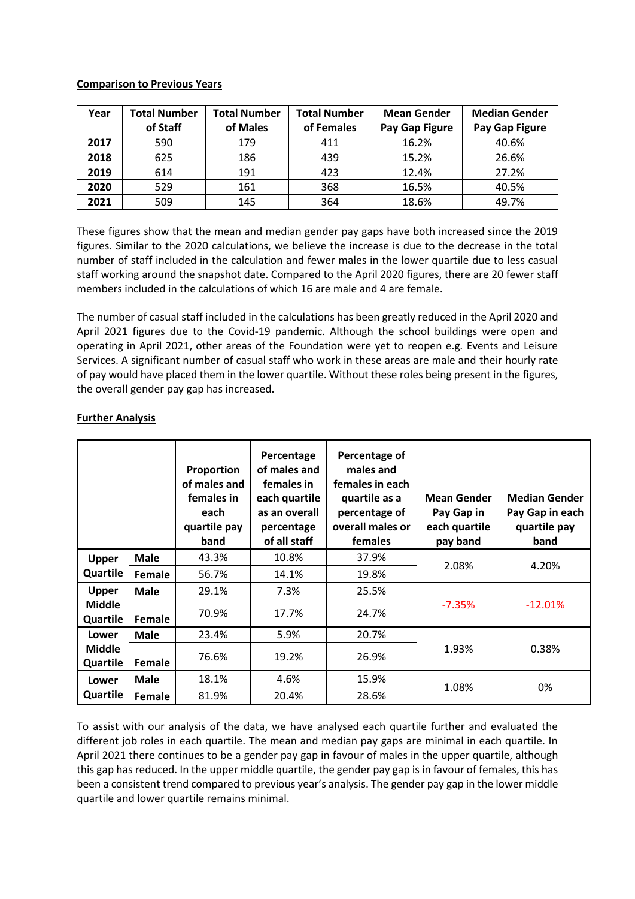**Comparison to Previous Years**

| Year | Total Number of Staff | Total Number of Males | Total Number of Females | Mean Gender Pay Gap Figure | Median Gender Pay Gap Figure |
|---|---|---|---|---|---|
| **2017** | 590 | 179 | 411 | 16.2% | 40.6% |
| **2018** | 625 | 186 | 439 | 15.2% | 26.6% |
| **2019** | 614 | 191 | 423 | 12.4% | 27.2% |
| **2020** | 529 | 161 | 368 | 16.5% | 40.5% |
| **2021** | 509 | 145 | 364 | 18.6% | 49.7% |

These figures show that the mean and median gender pay gaps have both increased since the 2019 figures. Similar to the 2020 calculations, we believe the increase is due to the decrease in the total number of staff included in the calculation and fewer males in the lower quartile due to less casual staff working around the snapshot date. Compared to the April 2020 figures, there are 20 fewer staff members included in the calculations of which 16 are male and 4 are female.

The number of casual staff included in the calculations has been greatly reduced in the April 2020 and April 2021 figures due to the Covid-19 pandemic. Although the school buildings were open and operating in April 2021, other areas of the Foundation were yet to reopen e.g. Events and Leisure Services. A significant number of casual staff who work in these areas are male and their hourly rate of pay would have placed them in the lower quartile. Without these roles being present in the figures, the overall gender pay gap has increased.

**Further Analysis**

| | | Proportion of males and females in each quartile pay band | Percentage of males and females in each quartile as an overall percentage of all staff | Percentage of males and females in each quartile as a percentage of overall males or females | Mean Gender Pay Gap in each quartile pay band | Median Gender Pay Gap in each quartile pay band |
|---|---|---|---|---|---|---|
| **Upper Quartile** | **Male** | 43.3% | 10.8% | 37.9% | 2.08% | 4.20% |
| | **Female** | 56.7% | 14.1% | 19.8% | | |
| **Upper Middle Quartile** | **Male** | 29.1% | 7.3% | 25.5% | -7.35% | -12.01% |
| | **Female** | 70.9% | 17.7% | 24.7% | | |
| **Lower Middle Quartile** | **Male** | 23.4% | 5.9% | 20.7% | 1.93% | 0.38% |
| | **Female** | 76.6% | 19.2% | 26.9% | | |
| **Lower Quartile** | **Male** | 18.1% | 4.6% | 15.9% | 1.08% | 0% |
| | **Female** | 81.9% | 20.4% | 28.6% | | |

To assist with our analysis of the data, we have analysed each quartile further and evaluated the different job roles in each quartile. The mean and median pay gaps are minimal in each quartile. In April 2021 there continues to be a gender pay gap in favour of males in the upper quartile, although this gap has reduced. In the upper middle quartile, the gender pay gap is in favour of females, this has been a consistent trend compared to previous year's analysis. The gender pay gap in the lower middle quartile and lower quartile remains minimal.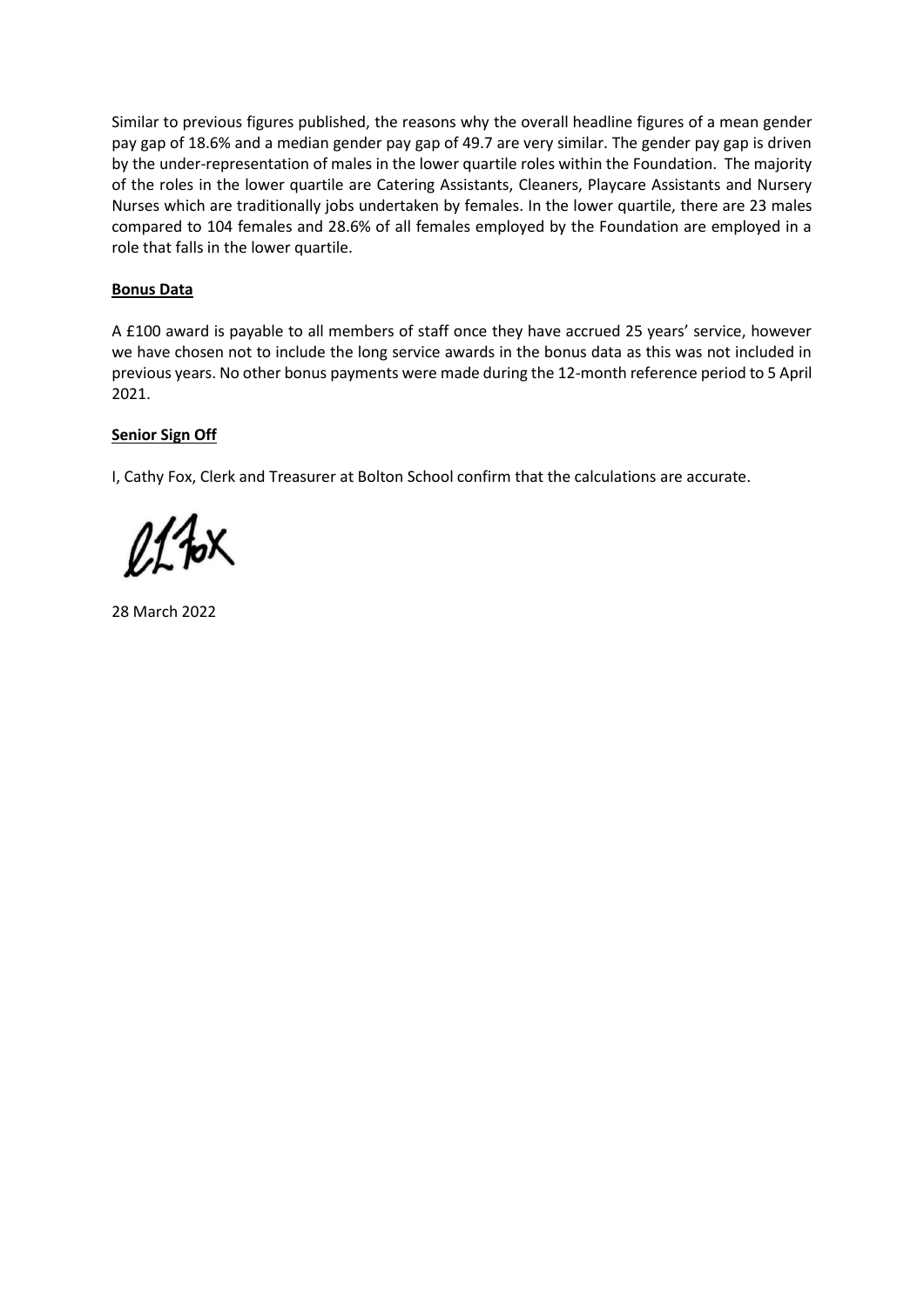Similar to previous figures published, the reasons why the overall headline figures of a mean gender pay gap of 18.6% and a median gender pay gap of 49.7 are very similar. The gender pay gap is driven by the under-representation of males in the lower quartile roles within the Foundation. The majority of the roles in the lower quartile are Catering Assistants, Cleaners, Playcare Assistants and Nursery Nurses which are traditionally jobs undertaken by females. In the lower quartile, there are 23 males compared to 104 females and 28.6% of all females employed by the Foundation are employed in a role that falls in the lower quartile.

**Bonus Data**

A £100 award is payable to all members of staff once they have accrued 25 years' service, however we have chosen not to include the long service awards in the bonus data as this was not included in previous years. No other bonus payments were made during the 12-month reference period to 5 April 2021.

**Senior Sign Off**

I, Cathy Fox, Clerk and Treasurer at Bolton School confirm that the calculations are accurate.

28 March 2022